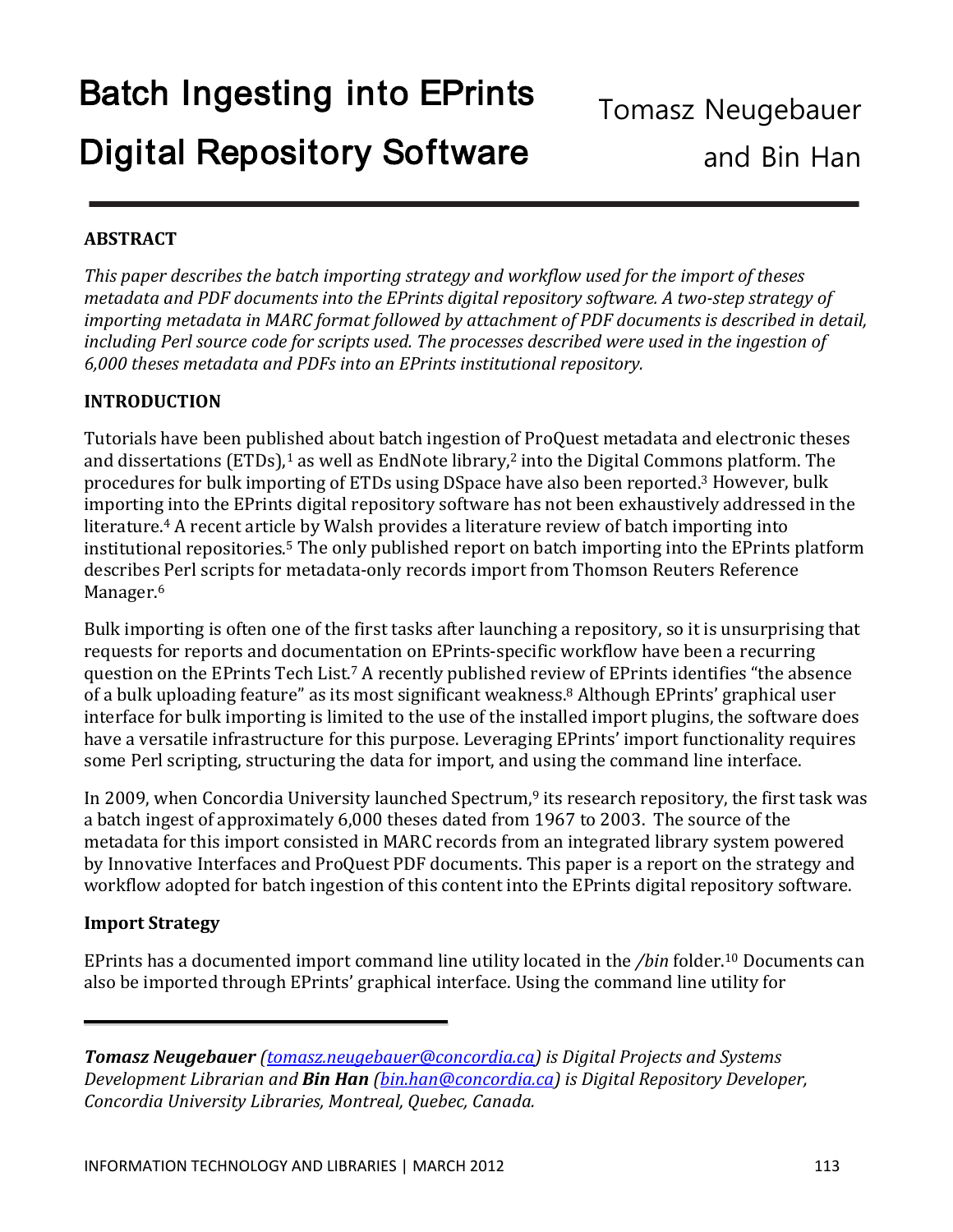# Batch Ingesting into EPrints Digital Repository Software

Tomasz Neugebauer and Bin Han

## ABSTRACT

*This paper describes the batch importing strategy and workflow used for the import of theses metadata and PDF documents into the EPrints digital repository software. A two-step strategy of importing metadata in MARC format followed by attachment of PDF documents is described in detail, including Perl source code for scripts used. The processes described were used in the ingestion of 6,000 theses metadata and PDFs into an EPrints institutional repository.*

## INTRODUCTION

Tutorials have been published about batch ingestion of ProQuest metadata and electronic theses and dissertations (ETDs),[1] as well as EndNote library,[2] into the Digital Commons platform. The procedures for bulk importing of ETDs using DSpace have also been reported.[3] However, bulk importing into the EPrints digital repository software has not been exhaustively addressed in the literature.[4] A recent article by Walsh provides a literature review of batch importing into institutional repositories.[5] The only published report on batch importing into the EPrints platform describes Perl scripts for metadata-only records import from Thomson Reuters Reference Manager.[6]

Bulk importing is often one of the first tasks after launching a repository, so it is unsurprising that requests for reports and documentation on EPrints-specific workflow have been a recurring question on the EPrints Tech List.[7] A recently published review of EPrints identifies "the absence of a bulk uploading feature" as its most significant weakness.[8] Although EPrints' graphical user interface for bulk importing is limited to the use of the installed import plugins, the software does have a versatile infrastructure for this purpose. Leveraging EPrints' import functionality requires some Perl scripting, structuring the data for import, and using the command line interface.

In 2009, when Concordia University launched Spectrum,[9] its research repository, the first task was a batch ingest of approximately 6,000 theses dated from 1967 to 2003. The source of the metadata for this import consisted in MARC records from an integrated library system powered by Innovative Interfaces and ProQuest PDF documents. This paper is a report on the strategy and workflow adopted for batch ingestion of this content into the EPrints digital repository software.

### Import Strategy

EPrints has a documented import command line utility located in the */bin* folder.[10] Documents can also be imported through EPrints' graphical interface. Using the command line utility for

***Tomasz Neugebauer** (tomasz.neugebauer@concordia.ca) is Digital Projects and Systems Development Librarian and **Bin Han** (bin.han@concordia.ca) is Digital Repository Developer, Concordia University Libraries, Montreal, Quebec, Canada.*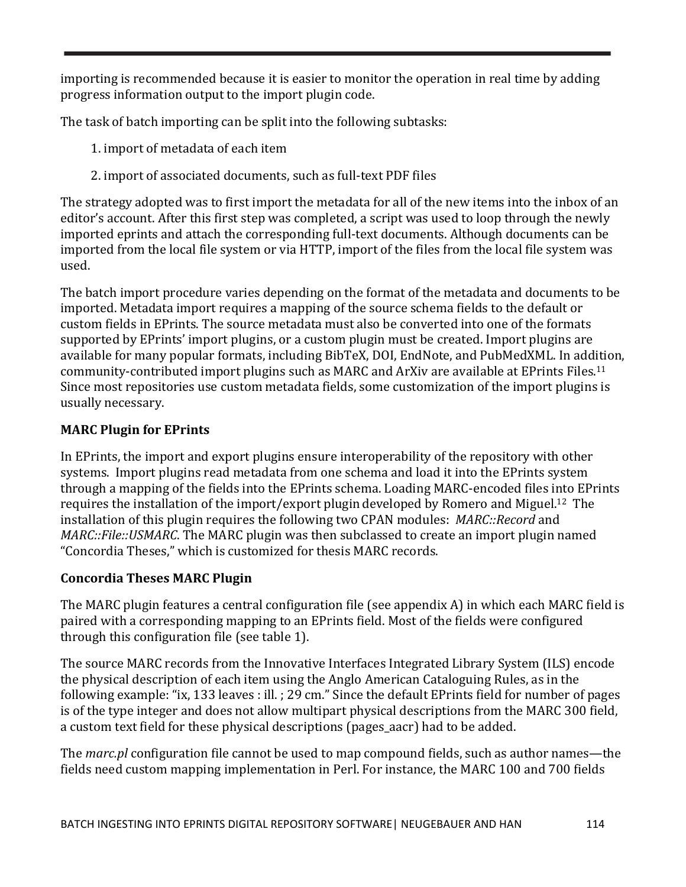importing is recommended because it is easier to monitor the operation in real time by adding progress information output to the import plugin code.

The task of batch importing can be split into the following subtasks:

1. import of metadata of each item
2. import of associated documents, such as full-text PDF files

The strategy adopted was to first import the metadata for all of the new items into the inbox of an editor's account. After this first step was completed, a script was used to loop through the newly imported eprints and attach the corresponding full-text documents. Although documents can be imported from the local file system or via HTTP, import of the files from the local file system was used.

The batch import procedure varies depending on the format of the metadata and documents to be imported. Metadata import requires a mapping of the source schema fields to the default or custom fields in EPrints. The source metadata must also be converted into one of the formats supported by EPrints' import plugins, or a custom plugin must be created. Import plugins are available for many popular formats, including BibTeX, DOI, EndNote, and PubMedXML. In addition, community-contributed import plugins such as MARC and ArXiv are available at EPrints Files.[11] Since most repositories use custom metadata fields, some customization of the import plugins is usually necessary.

**MARC Plugin for EPrints**

In EPrints, the import and export plugins ensure interoperability of the repository with other systems. Import plugins read metadata from one schema and load it into the EPrints system through a mapping of the fields into the EPrints schema. Loading MARC-encoded files into EPrints requires the installation of the import/export plugin developed by Romero and Miguel.[12] The installation of this plugin requires the following two CPAN modules: *MARC::Record* and *MARC::File::USMARC*. The MARC plugin was then subclassed to create an import plugin named "Concordia Theses," which is customized for thesis MARC records.

**Concordia Theses MARC Plugin**

The MARC plugin features a central configuration file (see appendix A) in which each MARC field is paired with a corresponding mapping to an EPrints field. Most of the fields were configured through this configuration file (see table 1).

The source MARC records from the Innovative Interfaces Integrated Library System (ILS) encode the physical description of each item using the Anglo American Cataloguing Rules, as in the following example: "ix, 133 leaves : ill. ; 29 cm." Since the default EPrints field for number of pages is of the type integer and does not allow multipart physical descriptions from the MARC 300 field, a custom text field for these physical descriptions (pages_aacr) had to be added.

The *marc.pl* configuration file cannot be used to map compound fields, such as author names—the fields need custom mapping implementation in Perl. For instance, the MARC 100 and 700 fields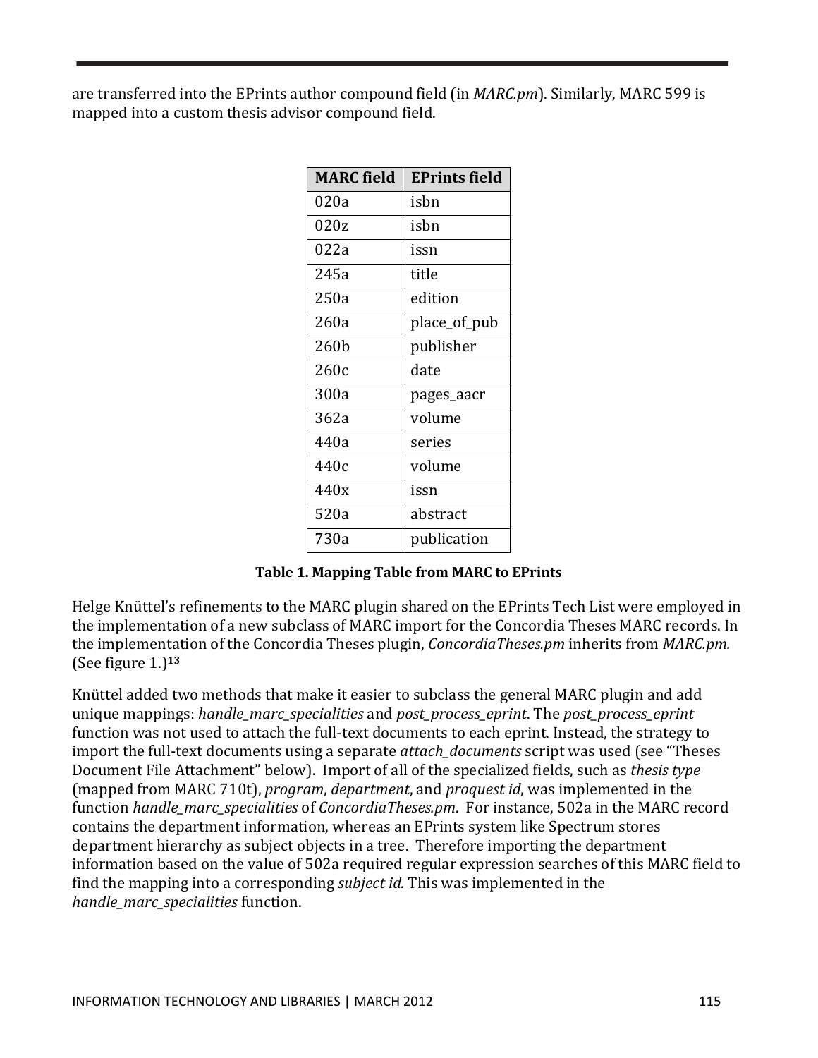are transferred into the EPrints author compound field (in *MARC.pm*). Similarly, MARC 599 is mapped into a custom thesis advisor compound field.

| MARC field | EPrints field |
| --- | --- |
| 020a | isbn |
| 020z | isbn |
| 022a | issn |
| 245a | title |
| 250a | edition |
| 260a | place_of_pub |
| 260b | publisher |
| 260c | date |
| 300a | pages_aacr |
| 362a | volume |
| 440a | series |
| 440c | volume |
| 440x | issn |
| 520a | abstract |
| 730a | publication |

**Table 1. Mapping Table from MARC to EPrints**

Helge Knüttel's refinements to the MARC plugin shared on the EPrints Tech List were employed in the implementation of a new subclass of MARC import for the Concordia Theses MARC records. In the implementation of the Concordia Theses plugin, *ConcordiaTheses.pm* inherits from *MARC.pm.* (See figure 1.)[13]

Knüttel added two methods that make it easier to subclass the general MARC plugin and add unique mappings: *handle_marc_specialities* and *post_process_eprint*. The *post_process_eprint* function was not used to attach the full-text documents to each eprint. Instead, the strategy to import the full-text documents using a separate *attach_documents* script was used (see "Theses Document File Attachment" below). Import of all of the specialized fields, such as *thesis type* (mapped from MARC 710t), *program*, *department*, and *proquest id*, was implemented in the function *handle_marc_specialities* of *ConcordiaTheses.pm*. For instance, 502a in the MARC record contains the department information, whereas an EPrints system like Spectrum stores department hierarchy as subject objects in a tree. Therefore importing the department information based on the value of 502a required regular expression searches of this MARC field to find the mapping into a corresponding *subject id.* This was implemented in the *handle_marc_specialities* function.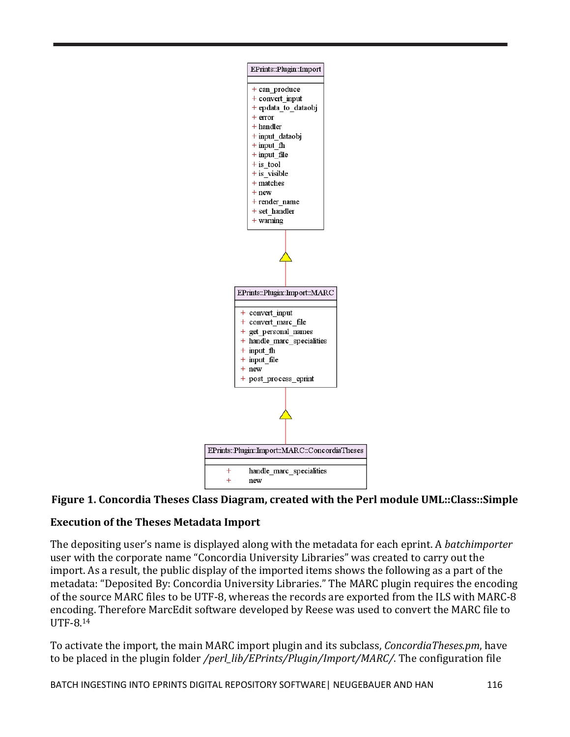```
EPrints::Plugin::Import
+ can_produce
+ convert_input
+ epdata_to_dataobj
+ error
+ handler
+ input_dataobj
+ input_fh
+ input_file
+ is_tool
+ is_visible
+ matches
+ new
+ render_name
+ set_handler
+ warning

        △
        |
EPrints::Plugin::Import::MARC
+ convert_input
+ convert_marc_file
+ get_personal_names
+ handle_marc_specialities
+ input_fh
+ input_file
+ new
+ post_process_eprint

        △
        |
EPrints::Plugin::Import::MARC::ConcordiaTheses
+ handle_marc_specialities
+ new
```

**Figure 1. Concordia Theses Class Diagram, created with the Perl module UML::Class::Simple**

**Execution of the Theses Metadata Import**

The depositing user's name is displayed along with the metadata for each eprint. A *batchimporter* user with the corporate name "Concordia University Libraries" was created to carry out the import. As a result, the public display of the imported items shows the following as a part of the metadata: "Deposited By: Concordia University Libraries." The MARC plugin requires the encoding of the source MARC files to be UTF-8, whereas the records are exported from the ILS with MARC-8 encoding. Therefore MarcEdit software developed by Reese was used to convert the MARC file to UTF-8.[14]

To activate the import, the main MARC import plugin and its subclass, *ConcordiaTheses.pm*, have to be placed in the plugin folder */perl_lib/EPrints/Plugin/Import/MARC/*. The configuration file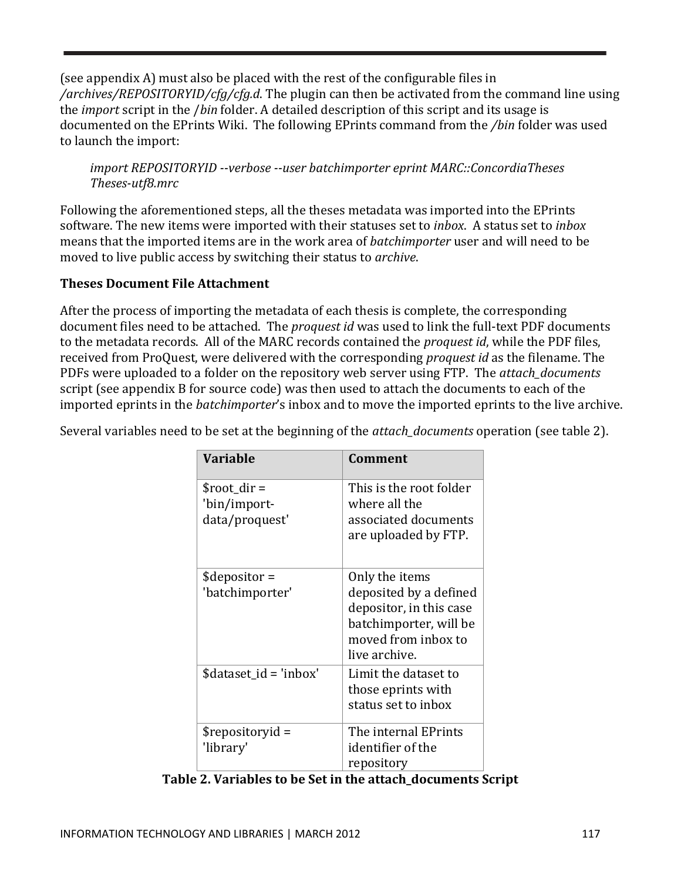(see appendix A) must also be placed with the rest of the configurable files in */archives/REPOSITORYID/cfg/cfg.d*. The plugin can then be activated from the command line using the *import* script in the */bin* folder. A detailed description of this script and its usage is documented on the EPrints Wiki. The following EPrints command from the */bin* folder was used to launch the import:

> *import REPOSITORYID --verbose --user batchimporter eprint MARC::ConcordiaTheses Theses-utf8.mrc*

Following the aforementioned steps, all the theses metadata was imported into the EPrints software. The new items were imported with their statuses set to *inbox*. A status set to *inbox* means that the imported items are in the work area of *batchimporter* user and will need to be moved to live public access by switching their status to *archive*.

**Theses Document File Attachment**

After the process of importing the metadata of each thesis is complete, the corresponding document files need to be attached. The *proquest id* was used to link the full-text PDF documents to the metadata records. All of the MARC records contained the *proquest id*, while the PDF files, received from ProQuest, were delivered with the corresponding *proquest id* as the filename. The PDFs were uploaded to a folder on the repository web server using FTP. The *attach_documents* script (see appendix B for source code) was then used to attach the documents to each of the imported eprints in the *batchimporter*'s inbox and to move the imported eprints to the live archive.

Several variables need to be set at the beginning of the *attach_documents* operation (see table 2).

| Variable | Comment |
| --- | --- |
| $root_dir = 'bin/import-data/proquest' | This is the root folder where all the associated documents are uploaded by FTP. |
| $depositor = 'batchimporter' | Only the items deposited by a defined depositor, in this case batchimporter, will be moved from inbox to live archive. |
| $dataset_id = 'inbox' | Limit the dataset to those eprints with status set to inbox |
| $repositoryid = 'library' | The internal EPrints identifier of the repository |

**Table 2. Variables to be Set in the attach_documents Script**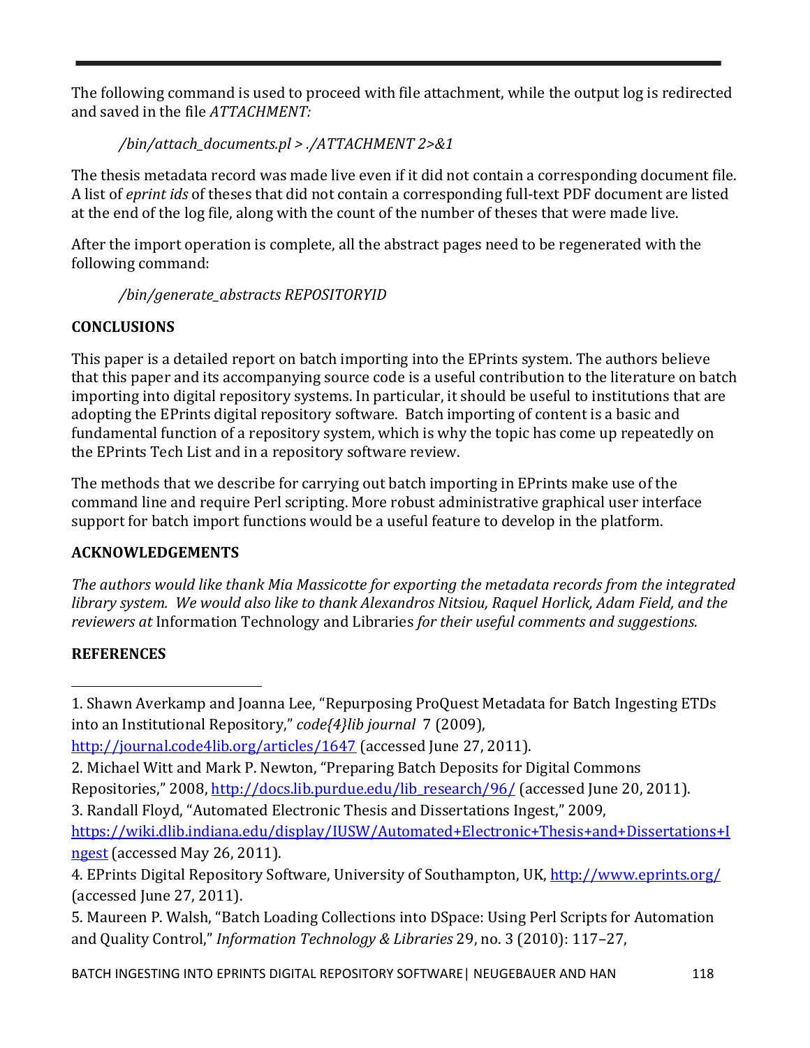The following command is used to proceed with file attachment, while the output log is redirected and saved in the file *ATTACHMENT:*

*/bin/attach_documents.pl > ./ATTACHMENT 2>&1*

The thesis metadata record was made live even if it did not contain a corresponding document file. A list of *eprint ids* of theses that did not contain a corresponding full-text PDF document are listed at the end of the log file, along with the count of the number of theses that were made live.

After the import operation is complete, all the abstract pages need to be regenerated with the following command:

*/bin/generate_abstracts REPOSITORYID*

**CONCLUSIONS**

This paper is a detailed report on batch importing into the EPrints system. The authors believe that this paper and its accompanying source code is a useful contribution to the literature on batch importing into digital repository systems. In particular, it should be useful to institutions that are adopting the EPrints digital repository software. Batch importing of content is a basic and fundamental function of a repository system, which is why the topic has come up repeatedly on the EPrints Tech List and in a repository software review.

The methods that we describe for carrying out batch importing in EPrints make use of the command line and require Perl scripting. More robust administrative graphical user interface support for batch import functions would be a useful feature to develop in the platform.

**ACKNOWLEDGEMENTS**

*The authors would like thank Mia Massicotte for exporting the metadata records from the integrated library system. We would also like to thank Alexandros Nitsiou, Raquel Horlick, Adam Field, and the reviewers at* Information Technology and Libraries *for their useful comments and suggestions.*

**REFERENCES**

1. Shawn Averkamp and Joanna Lee, "Repurposing ProQuest Metadata for Batch Ingesting ETDs into an Institutional Repository," *code{4}lib journal* 7 (2009), http://journal.code4lib.org/articles/1647 (accessed June 27, 2011).
2. Michael Witt and Mark P. Newton, "Preparing Batch Deposits for Digital Commons Repositories," 2008, http://docs.lib.purdue.edu/lib_research/96/ (accessed June 20, 2011).
3. Randall Floyd, "Automated Electronic Thesis and Dissertations Ingest," 2009, https://wiki.dlib.indiana.edu/display/IUSW/Automated+Electronic+Thesis+and+Dissertations+Ingest (accessed May 26, 2011).
4. EPrints Digital Repository Software, University of Southampton, UK, http://www.eprints.org/ (accessed June 27, 2011).
5. Maureen P. Walsh, "Batch Loading Collections into DSpace: Using Perl Scripts for Automation and Quality Control," *Information Technology & Libraries* 29, no. 3 (2010): 117–27,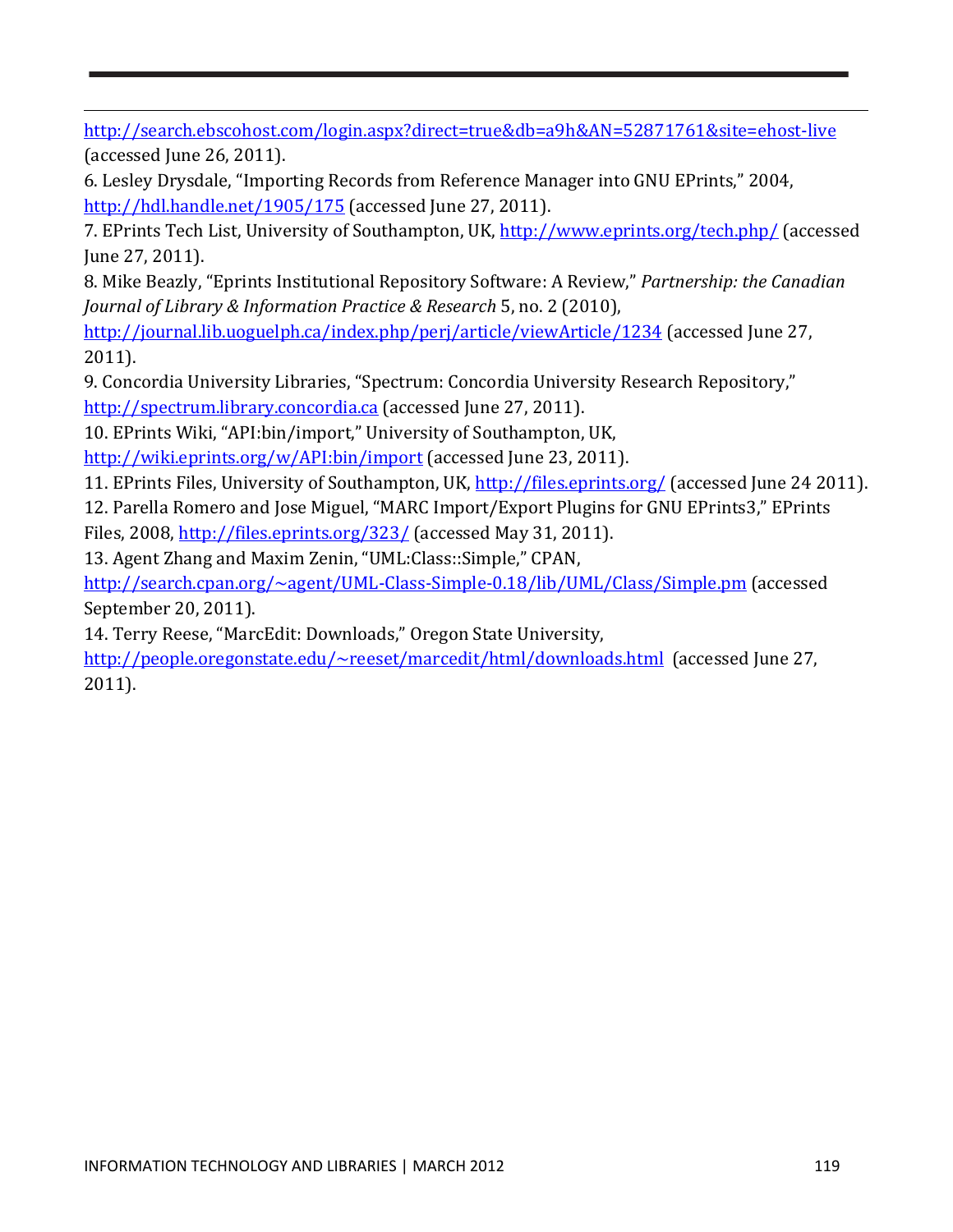http://search.ebscohost.com/login.aspx?direct=true&db=a9h&AN=52871761&site=ehost-live (accessed June 26, 2011).

6. Lesley Drysdale, "Importing Records from Reference Manager into GNU EPrints," 2004, http://hdl.handle.net/1905/175 (accessed June 27, 2011).

7. EPrints Tech List, University of Southampton, UK, http://www.eprints.org/tech.php/ (accessed June 27, 2011).

8. Mike Beazly, "Eprints Institutional Repository Software: A Review," *Partnership: the Canadian Journal of Library & Information Practice & Research* 5, no. 2 (2010), http://journal.lib.uoguelph.ca/index.php/perj/article/viewArticle/1234 (accessed June 27, 2011).

9. Concordia University Libraries, "Spectrum: Concordia University Research Repository," http://spectrum.library.concordia.ca (accessed June 27, 2011).

10. EPrints Wiki, "API:bin/import," University of Southampton, UK, http://wiki.eprints.org/w/API:bin/import (accessed June 23, 2011).

11. EPrints Files, University of Southampton, UK, http://files.eprints.org/ (accessed June 24 2011).

12. Parella Romero and Jose Miguel, "MARC Import/Export Plugins for GNU EPrints3," EPrints Files, 2008, http://files.eprints.org/323/ (accessed May 31, 2011).

13. Agent Zhang and Maxim Zenin, "UML:Class::Simple," CPAN, http://search.cpan.org/~agent/UML-Class-Simple-0.18/lib/UML/Class/Simple.pm (accessed September 20, 2011).

14. Terry Reese, "MarcEdit: Downloads," Oregon State University, http://people.oregonstate.edu/~reeset/marcedit/html/downloads.html (accessed June 27, 2011).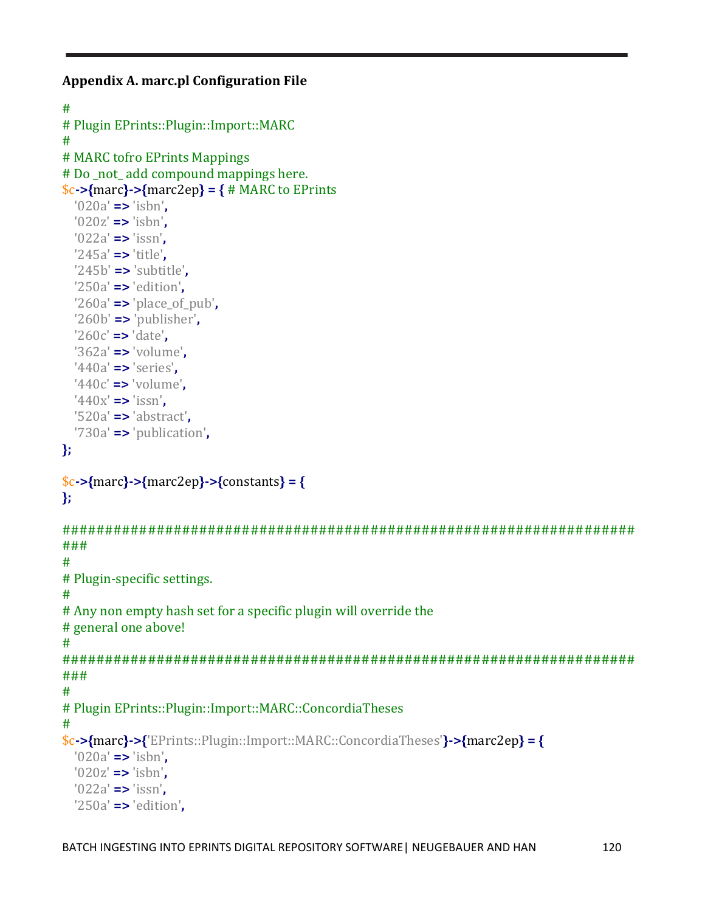**Appendix A. marc.pl Configuration File**

```
#
# Plugin EPrints::Plugin::Import::MARC
#
# MARC tofro EPrints Mappings
# Do _not_ add compound mappings here.
$c->{marc}->{marc2ep} = { # MARC to EPrints
   '020a' => 'isbn',
   '020z' => 'isbn',
   '022a' => 'issn',
   '245a' => 'title',
   '245b' => 'subtitle',
   '250a' => 'edition',
   '260a' => 'place_of_pub',
   '260b' => 'publisher',
   '260c' => 'date',
   '362a' => 'volume',
   '440a' => 'series',
   '440c' => 'volume',
   '440x' => 'issn',
   '520a' => 'abstract',
   '730a' => 'publication',
};

$c->{marc}->{marc2ep}->{constants} = {
};

######################################################################
###
#
# Plugin-specific settings.
#
# Any non empty hash set for a specific plugin will override the
# general one above!
#
######################################################################
###
#
# Plugin EPrints::Plugin::Import::MARC::ConcordiaTheses
#
$c->{marc}->{'EPrints::Plugin::Import::MARC::ConcordiaTheses'}->{marc2ep} = {
   '020a' => 'isbn',
   '020z' => 'isbn',
   '022a' => 'issn',
   '250a' => 'edition',
```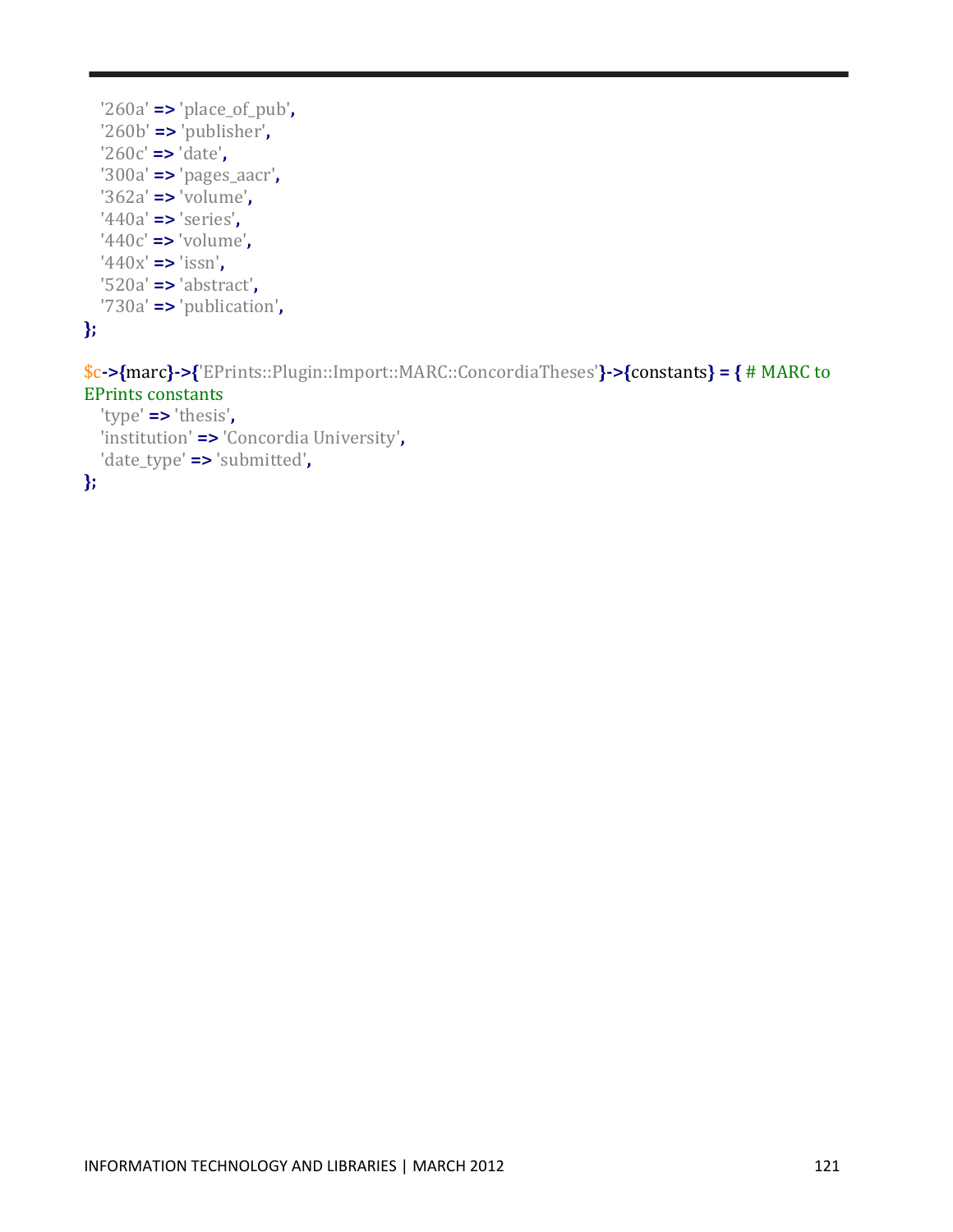```
    '260a' => 'place_of_pub',
    '260b' => 'publisher',
    '260c' => 'date',
    '300a' => 'pages_aacr',
    '362a' => 'volume',
    '440a' => 'series',
    '440c' => 'volume',
    '440x' => 'issn',
    '520a' => 'abstract',
    '730a' => 'publication',
};

$c->{marc}->{'EPrints::Plugin::Import::MARC::ConcordiaTheses'}->{constants} = { # MARC to EPrints constants
    'type' => 'thesis',
    'institution' => 'Concordia University',
    'date_type' => 'submitted',
};
```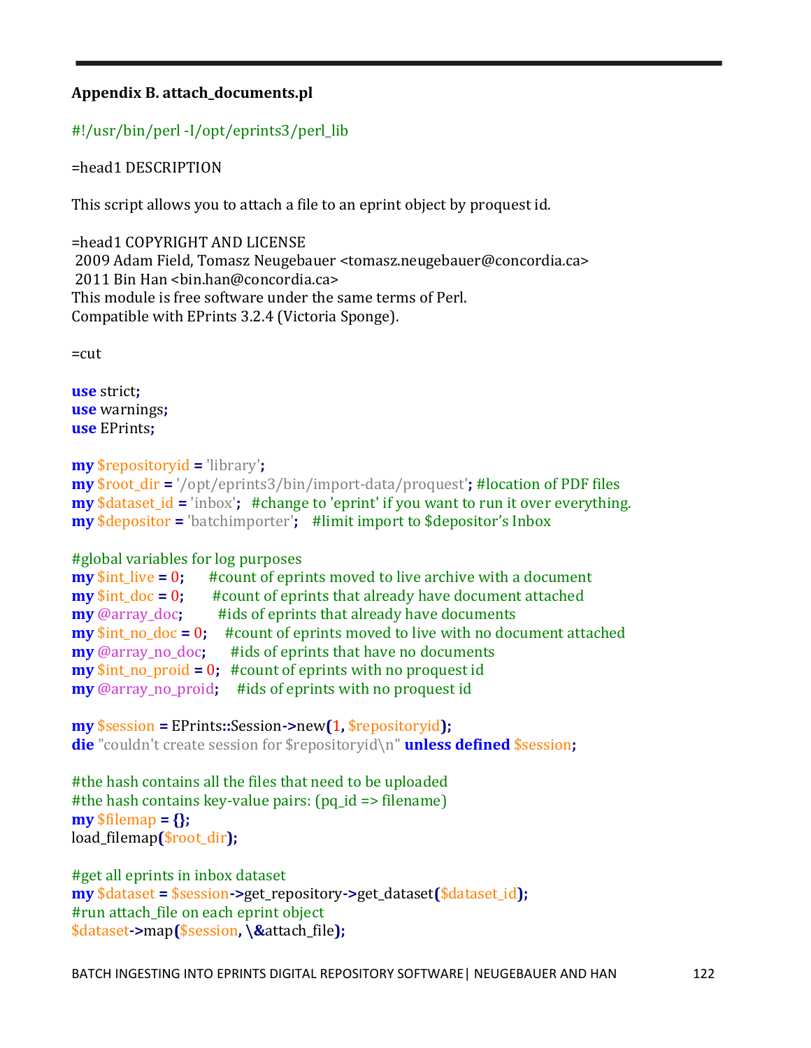**Appendix B. attach_documents.pl**

```perl
#!/usr/bin/perl -I/opt/eprints3/perl_lib

=head1 DESCRIPTION

This script allows you to attach a file to an eprint object by proquest id.

=head1 COPYRIGHT AND LICENSE
 2009 Adam Field, Tomasz Neugebauer <tomasz.neugebauer@concordia.ca>
 2011 Bin Han <bin.han@concordia.ca>
This module is free software under the same terms of Perl.
Compatible with EPrints 3.2.4 (Victoria Sponge).

=cut

use strict;
use warnings;
use EPrints;

my $repositoryid = 'library';
my $root_dir = '/opt/eprints3/bin/import-data/proquest'; #location of PDF files
my $dataset_id = 'inbox';   #change to 'eprint' if you want to run it over everything.
my $depositor = 'batchimporter';    #limit import to $depositor's Inbox

#global variables for log purposes
my $int_live = 0;       #count of eprints moved to live archive with a document
my $int_doc = 0;        #count of eprints that already have document attached
my @array_doc;          #ids of eprints that already have documents
my $int_no_doc = 0;     #count of eprints moved to live with no document attached
my @array_no_doc;       #ids of eprints that have no documents
my $int_no_proid = 0;   #count of eprints with no proquest id
my @array_no_proid;     #ids of eprints with no proquest id

my $session = EPrints::Session->new(1, $repositoryid);
die "couldn't create session for $repositoryid\n" unless defined $session;

#the hash contains all the files that need to be uploaded
#the hash contains key-value pairs: (pq_id => filename)
my $filemap = {};
load_filemap($root_dir);

#get all eprints in inbox dataset
my $dataset = $session->get_repository->get_dataset($dataset_id);
#run attach_file on each eprint object
$dataset->map($session, \&attach_file);
```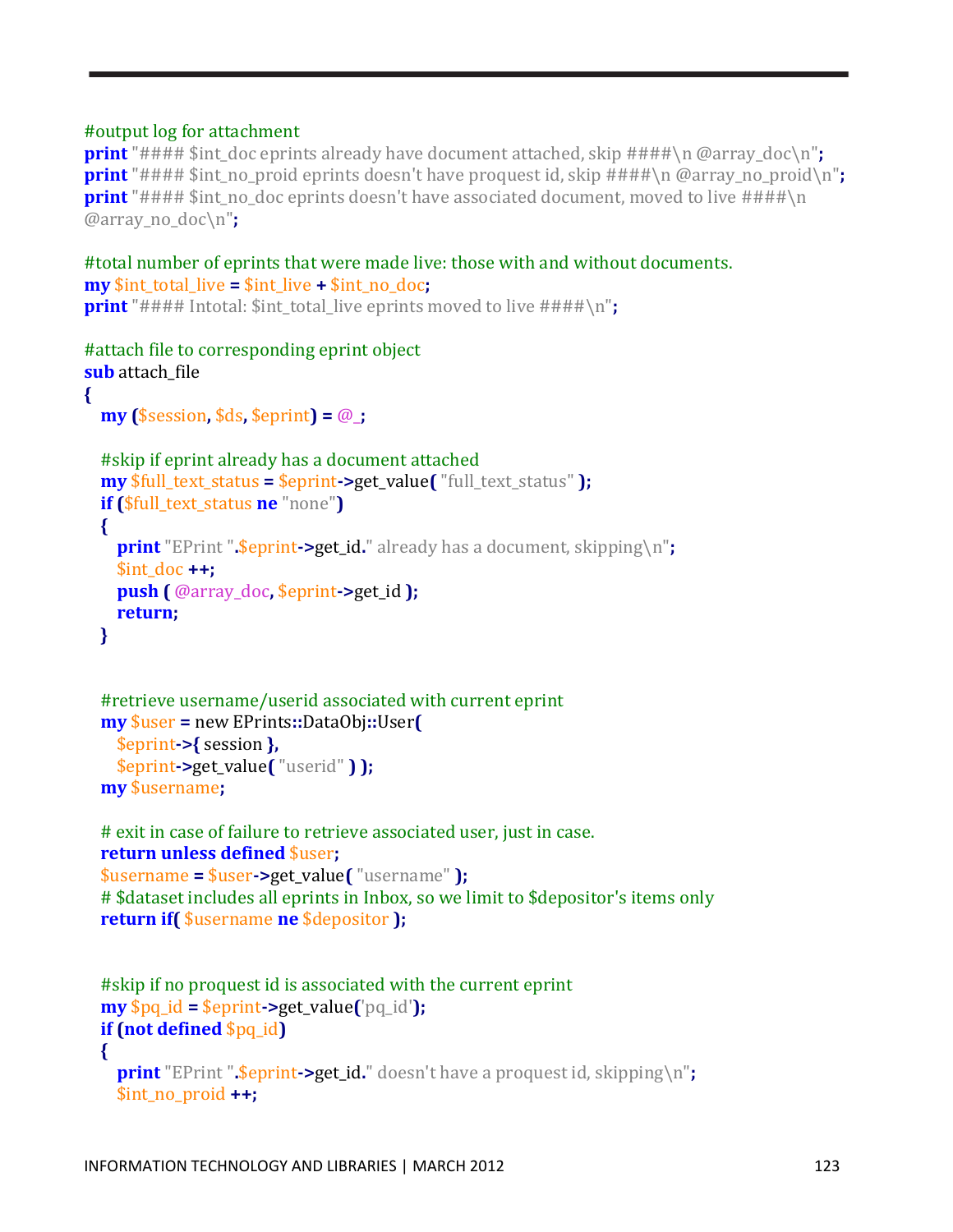```perl
#output log for attachment
print "#### $int_doc eprints already have document attached, skip ####\n @array_doc\n";
print "#### $int_no_proid eprints doesn't have proquest id, skip ####\n @array_no_proid\n";
print "#### $int_no_doc eprints doesn't have associated document, moved to live ####\n
@array_no_doc\n";

#total number of eprints that were made live: those with and without documents.
my $int_total_live = $int_live + $int_no_doc;
print "#### Intotal: $int_total_live eprints moved to live ####\n";

#attach file to corresponding eprint object
sub attach_file
{
   my ($session, $ds, $eprint) = @_;

   #skip if eprint already has a document attached
   my $full_text_status = $eprint->get_value( "full_text_status" );
   if ($full_text_status ne "none")
   {
      print "EPrint ".$eprint->get_id." already has a document, skipping\n";
      $int_doc ++;
      push ( @array_doc, $eprint->get_id );
      return;
   }


   #retrieve username/userid associated with current eprint
   my $user = new EPrints::DataObj::User(
      $eprint->{ session },
      $eprint->get_value( "userid" ) );
   my $username;

   # exit in case of failure to retrieve associated user, just in case.
   return unless defined $user;
   $username = $user->get_value( "username" );
   # $dataset includes all eprints in Inbox, so we limit to $depositor's items only
   return if( $username ne $depositor );


   #skip if no proquest id is associated with the current eprint
   my $pq_id = $eprint->get_value('pq_id');
   if (not defined $pq_id)
   {
      print "EPrint ".$eprint->get_id." doesn't have a proquest id, skipping\n";
      $int_no_proid ++;
```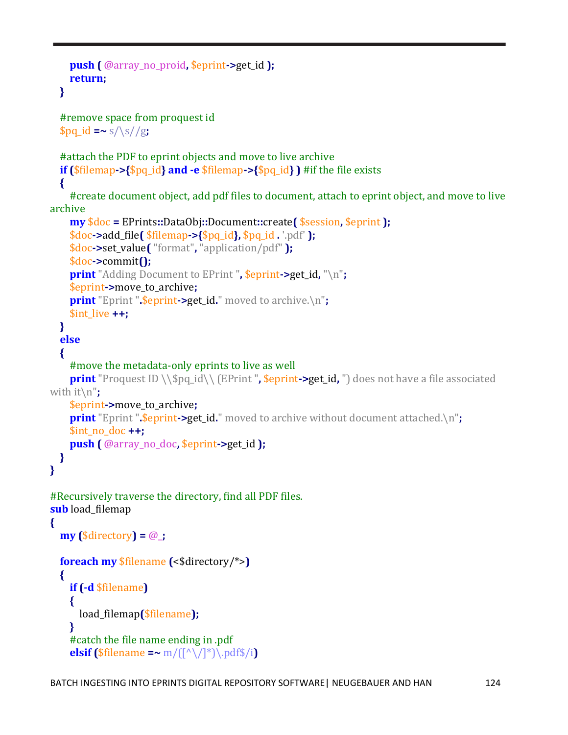```perl
        push ( @array_no_proid, $eprint->get_id );
        return;
    }

    #remove space from proquest id
    $pq_id =~ s/\s//g;

    #attach the PDF to eprint objects and move to live archive
    if ($filemap->{$pq_id} and -e $filemap->{$pq_id} ) #if the file exists
    {
        #create document object, add pdf files to document, attach to eprint object, and move to live archive
        my $doc = EPrints::DataObj::Document::create( $session, $eprint );
        $doc->add_file( $filemap->{$pq_id}, $pq_id . '.pdf' );
        $doc->set_value( "format", "application/pdf" );
        $doc->commit();
        print "Adding Document to EPrint ", $eprint->get_id, "\n";
        $eprint->move_to_archive;
        print "Eprint ".$eprint->get_id." moved to archive.\n";
        $int_live ++;
    }
    else
    {
        #move the metadata-only eprints to live as well
        print "Proquest ID \\$pq_id\\ (EPrint ", $eprint->get_id, ") does not have a file associated with it\n";
        $eprint->move_to_archive;
        print "Eprint ".$eprint->get_id." moved to archive without document attached.\n";
        $int_no_doc ++;
        push ( @array_no_doc, $eprint->get_id );
    }
}

#Recursively traverse the directory, find all PDF files.
sub load_filemap
{
    my ($directory) = @_;

    foreach my $filename (<$directory/*>)
    {
        if (-d $filename)
        {
            load_filemap($filename);
        }
        #catch the file name ending in .pdf
        elsif ($filename =~ m/([^\/]*)\.pdf$/i)
```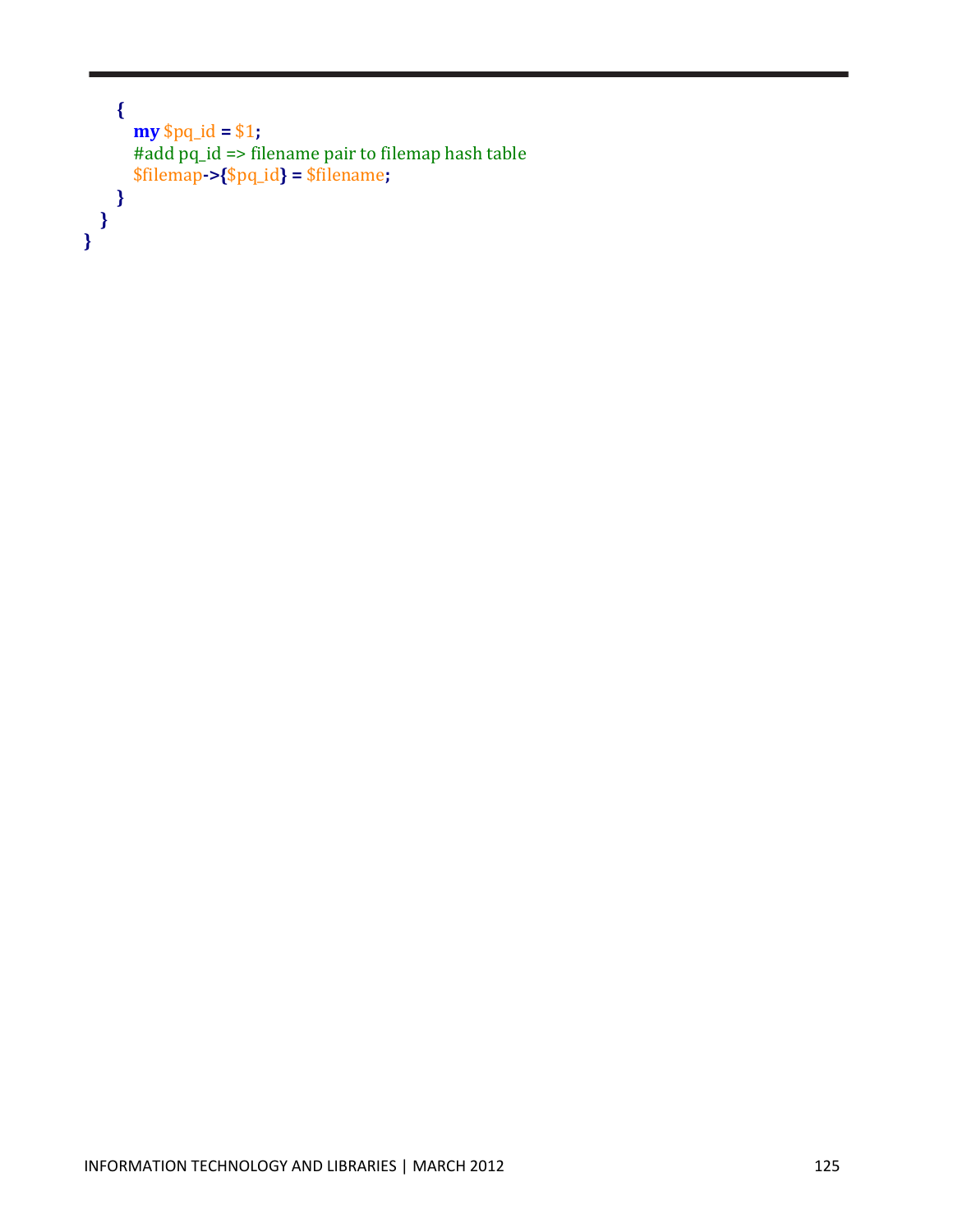```
    {
      my $pq_id = $1;
      #add pq_id => filename pair to filemap hash table
      $filemap->{$pq_id} = $filename;
    }
  }
}
```